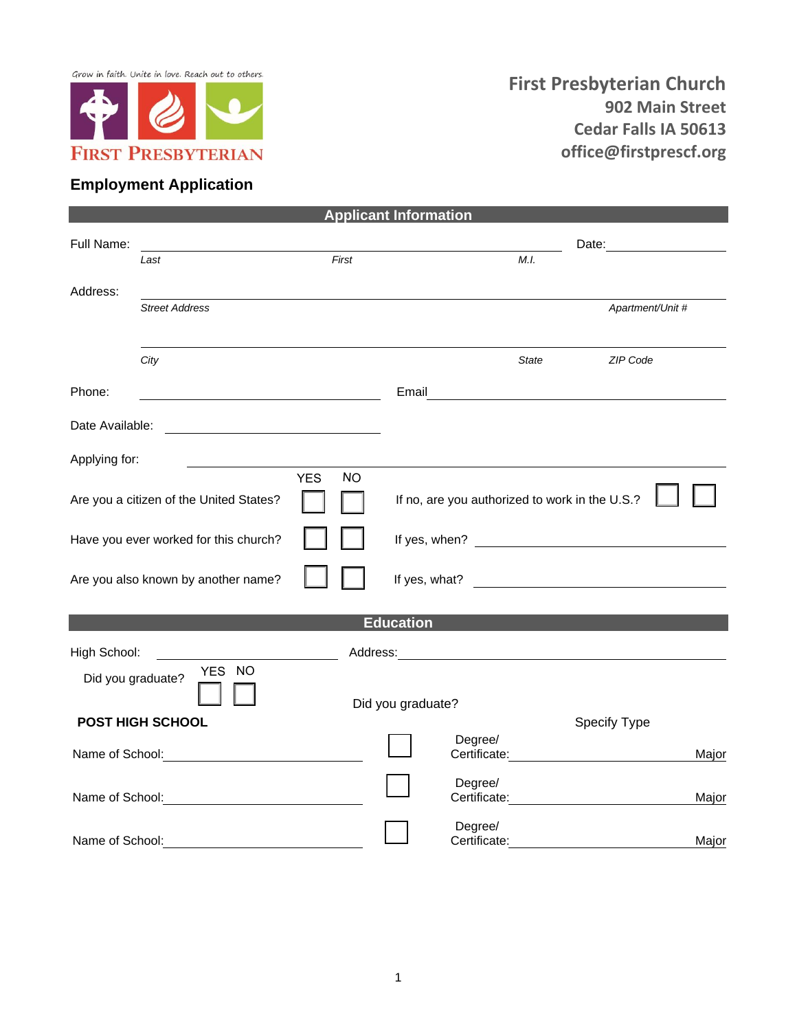Grow in faith. Unite in love. Reach out to others.

FIRST PRESBYTERIAN

**First Presbyterian Church**
**902 Main Street**
**Cedar Falls IA 50613**
**office@firstprescf.org**

## Employment Application

### Applicant Information

Full Name: ______________________________ Date: __________

*Last* *First* *M.I.*

Address: ______________________________

*Street Address* *Apartment/Unit #*

______________________________

*City* *State* *ZIP Code*

Phone: ______________ Email ______________

Date Available: ______________

Applying for: ______________

| | YES | NO | | | |
|---|---|---|---|---|---|
| Are you a citizen of the United States? | ☐ | ☐ | If no, are you authorized to work in the U.S.? | ☐ | ☐ |
| Have you ever worked for this church? | ☐ | ☐ | If yes, when? ______________ | | |
| Are you also known by another name? | ☐ | ☐ | If yes, what? ______________ | | |

### Education

High School: ______________ Address: ______________

Did you graduate? YES ☐ NO ☐

**POST HIGH SCHOOL**

| | Did you graduate? | Specify Type | |
|---|---|---|---|
| Name of School: ______________ | ☐ | Degree/ Certificate: ______________ | Major |
| Name of School: ______________ | ☐ | Degree/ Certificate: ______________ | Major |
| Name of School: ______________ | ☐ | Degree/ Certificate: ______________ | Major |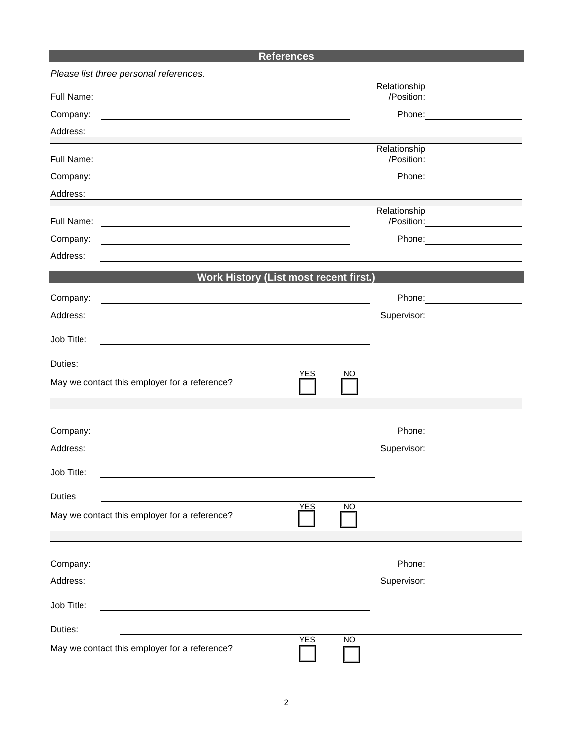## References

*Please list three personal references.*

Full Name: ______________________________ Relationship/Position: ____________________

Company: ______________________________ Phone: ____________________

Address: ____________________________________________________________

Full Name: ______________________________ Relationship/Position: ____________________

Company: ______________________________ Phone: ____________________

Address: ____________________________________________________________

Full Name: ______________________________ Relationship/Position: ____________________

Company: ______________________________ Phone: ____________________

Address: ____________________________________________________________

## Work History (List most recent first.)

Company: ______________________________ Phone: ____________________

Address: ______________________________ Supervisor: ____________________

Job Title: ______________________________

Duties: ____________________________________________________________

May we contact this employer for a reference? YES ☐ NO ☐

Company: ______________________________ Phone: ____________________

Address: ______________________________ Supervisor: ____________________

Job Title: ______________________________

Duties ____________________________________________________________

May we contact this employer for a reference? YES ☐ NO ☐

Company: ______________________________ Phone: ____________________

Address: ______________________________ Supervisor: ____________________

Job Title: ______________________________

Duties: ____________________________________________________________

May we contact this employer for a reference? YES ☐ NO ☐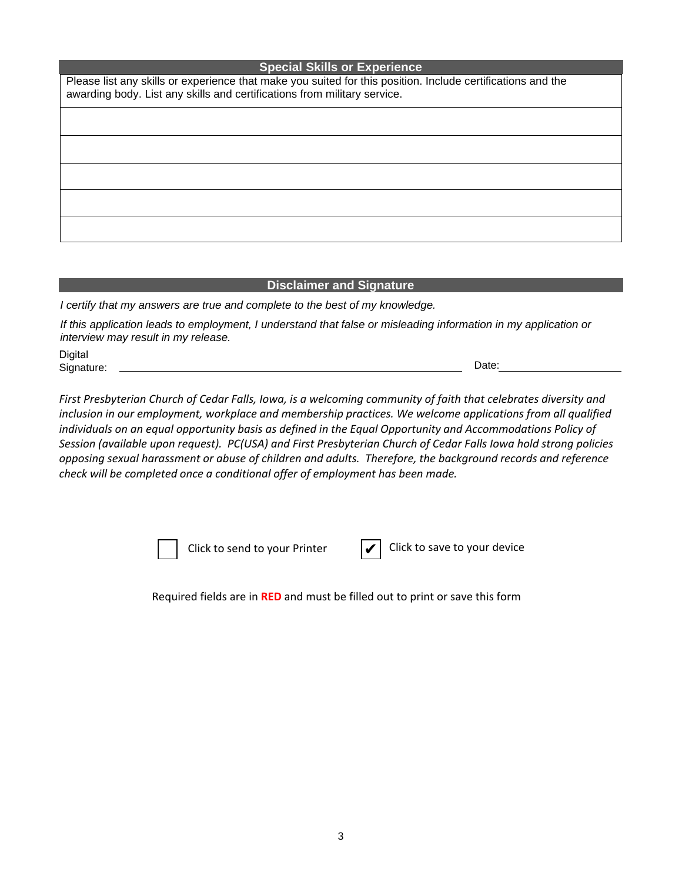## Special Skills or Experience

Please list any skills or experience that make you suited for this position. Include certifications and the awarding body. List any skills and certifications from military service.

| |
|---|
| |
| |
| |
| |
| |

## Disclaimer and Signature

*I certify that my answers are true and complete to the best of my knowledge.*

*If this application leads to employment, I understand that false or misleading information in my application or interview may result in my release.*

Digital Signature: ______________________________ Date: ______________

*First Presbyterian Church of Cedar Falls, Iowa, is a welcoming community of faith that celebrates diversity and inclusion in our employment, workplace and membership practices. We welcome applications from all qualified individuals on an equal opportunity basis as defined in the Equal Opportunity and Accommodations Policy of Session (available upon request). PC(USA) and First Presbyterian Church of Cedar Falls Iowa hold strong policies opposing sexual harassment or abuse of children and adults. Therefore, the background records and reference check will be completed once a conditional offer of employment has been made.*

☐ Click to send to your Printer ☑ Click to save to your device

Required fields are in **RED** and must be filled out to print or save this form